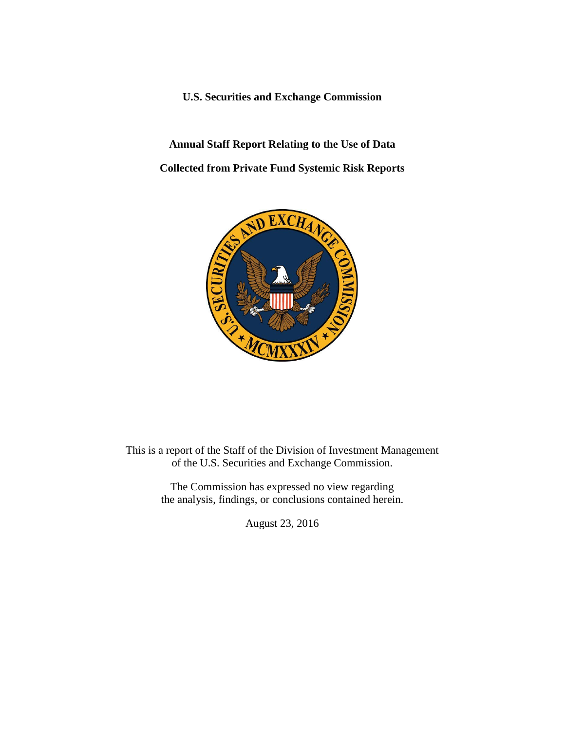**U.S. Securities and Exchange Commission**

# Annual Staff Report Relating to the Use of Data Collected from Private Fund Systemic Risk Reports

This is a report of the Staff of the Division of Investment Management of the U.S. Securities and Exchange Commission.

The Commission has expressed no view regarding the analysis, findings, or conclusions contained herein.

August 23, 2016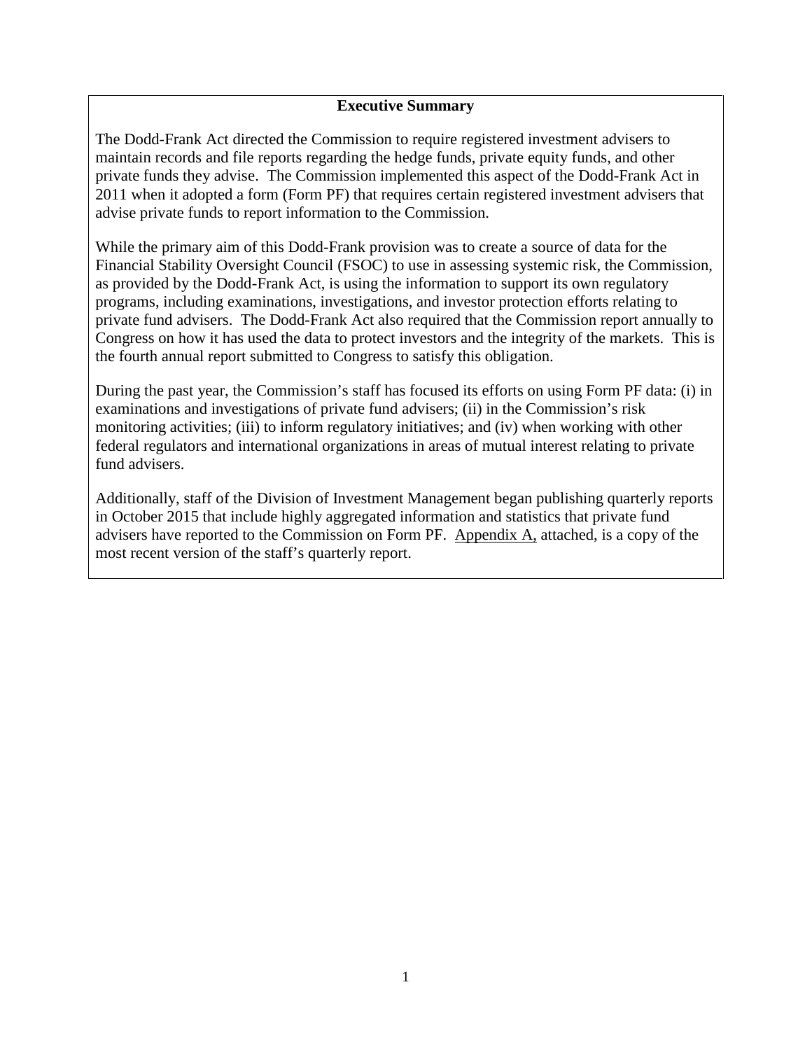# Executive Summary

The Dodd-Frank Act directed the Commission to require registered investment advisers to maintain records and file reports regarding the hedge funds, private equity funds, and other private funds they advise. The Commission implemented this aspect of the Dodd-Frank Act in 2011 when it adopted a form (Form PF) that requires certain registered investment advisers that advise private funds to report information to the Commission.

While the primary aim of this Dodd-Frank provision was to create a source of data for the Financial Stability Oversight Council (FSOC) to use in assessing systemic risk, the Commission, as provided by the Dodd-Frank Act, is using the information to support its own regulatory programs, including examinations, investigations, and investor protection efforts relating to private fund advisers. The Dodd-Frank Act also required that the Commission report annually to Congress on how it has used the data to protect investors and the integrity of the markets. This is the fourth annual report submitted to Congress to satisfy this obligation.

During the past year, the Commission's staff has focused its efforts on using Form PF data: (i) in examinations and investigations of private fund advisers; (ii) in the Commission's risk monitoring activities; (iii) to inform regulatory initiatives; and (iv) when working with other federal regulators and international organizations in areas of mutual interest relating to private fund advisers.

Additionally, staff of the Division of Investment Management began publishing quarterly reports in October 2015 that include highly aggregated information and statistics that private fund advisers have reported to the Commission on Form PF. Appendix A, attached, is a copy of the most recent version of the staff's quarterly report.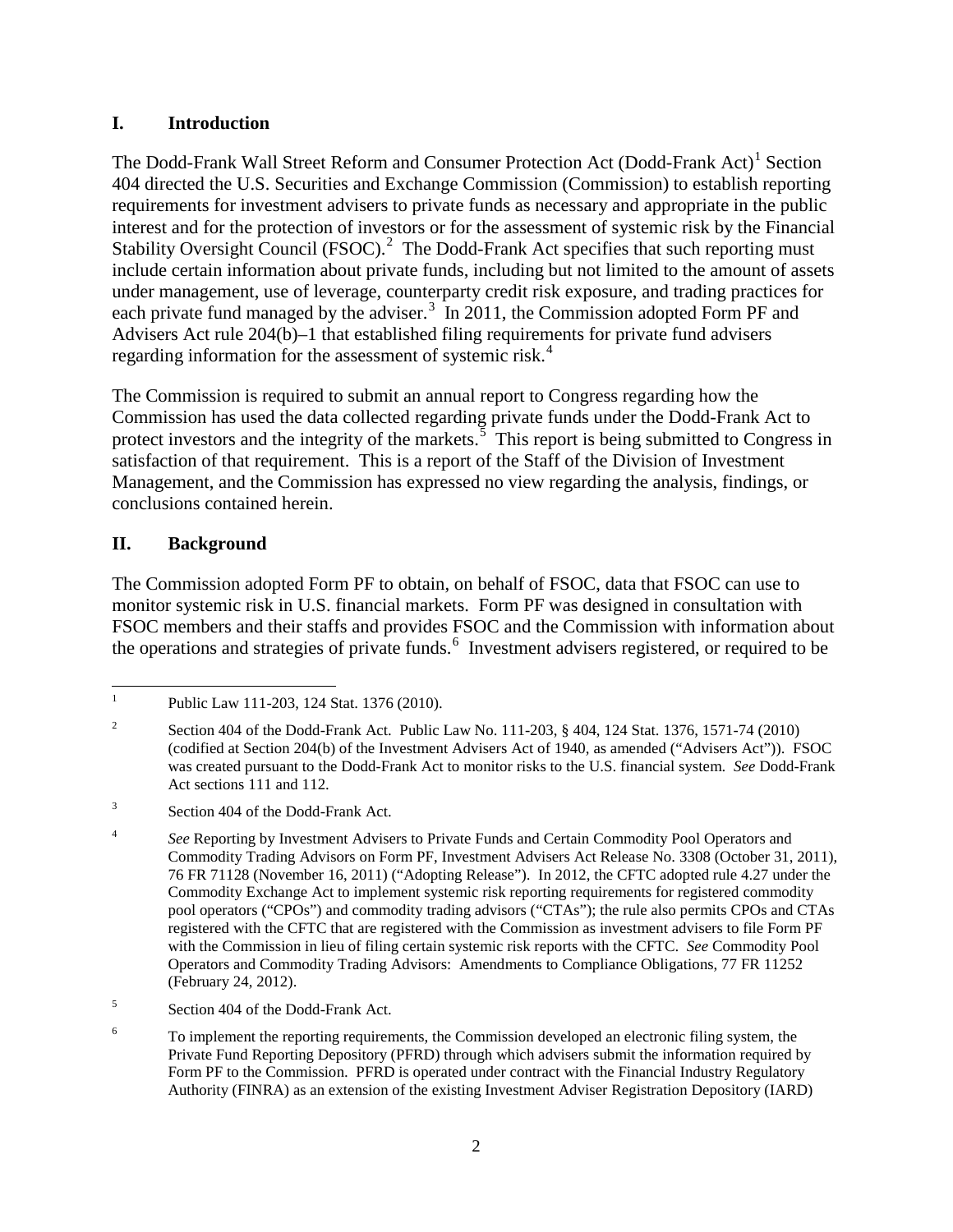## I. Introduction

The Dodd-Frank Wall Street Reform and Consumer Protection Act (Dodd-Frank Act)[1] Section 404 directed the U.S. Securities and Exchange Commission (Commission) to establish reporting requirements for investment advisers to private funds as necessary and appropriate in the public interest and for the protection of investors or for the assessment of systemic risk by the Financial Stability Oversight Council (FSOC).[2] The Dodd-Frank Act specifies that such reporting must include certain information about private funds, including but not limited to the amount of assets under management, use of leverage, counterparty credit risk exposure, and trading practices for each private fund managed by the adviser.[3] In 2011, the Commission adopted Form PF and Advisers Act rule 204(b)–1 that established filing requirements for private fund advisers regarding information for the assessment of systemic risk.[4]

The Commission is required to submit an annual report to Congress regarding how the Commission has used the data collected regarding private funds under the Dodd-Frank Act to protect investors and the integrity of the markets.[5] This report is being submitted to Congress in satisfaction of that requirement. This is a report of the Staff of the Division of Investment Management, and the Commission has expressed no view regarding the analysis, findings, or conclusions contained herein.

## II. Background

The Commission adopted Form PF to obtain, on behalf of FSOC, data that FSOC can use to monitor systemic risk in U.S. financial markets. Form PF was designed in consultation with FSOC members and their staffs and provides FSOC and the Commission with information about the operations and strategies of private funds.[6] Investment advisers registered, or required to be

---

[1] Public Law 111-203, 124 Stat. 1376 (2010).

[2] Section 404 of the Dodd-Frank Act. Public Law No. 111-203, § 404, 124 Stat. 1376, 1571-74 (2010) (codified at Section 204(b) of the Investment Advisers Act of 1940, as amended ("Advisers Act")). FSOC was created pursuant to the Dodd-Frank Act to monitor risks to the U.S. financial system. *See* Dodd-Frank Act sections 111 and 112.

[3] Section 404 of the Dodd-Frank Act.

[4] *See* Reporting by Investment Advisers to Private Funds and Certain Commodity Pool Operators and Commodity Trading Advisors on Form PF, Investment Advisers Act Release No. 3308 (October 31, 2011), 76 FR 71128 (November 16, 2011) ("Adopting Release"). In 2012, the CFTC adopted rule 4.27 under the Commodity Exchange Act to implement systemic risk reporting requirements for registered commodity pool operators ("CPOs") and commodity trading advisors ("CTAs"); the rule also permits CPOs and CTAs registered with the CFTC that are registered with the Commission as investment advisers to file Form PF with the Commission in lieu of filing certain systemic risk reports with the CFTC. *See* Commodity Pool Operators and Commodity Trading Advisors: Amendments to Compliance Obligations, 77 FR 11252 (February 24, 2012).

[5] Section 404 of the Dodd-Frank Act.

[6] To implement the reporting requirements, the Commission developed an electronic filing system, the Private Fund Reporting Depository (PFRD) through which advisers submit the information required by Form PF to the Commission. PFRD is operated under contract with the Financial Industry Regulatory Authority (FINRA) as an extension of the existing Investment Adviser Registration Depository (IARD)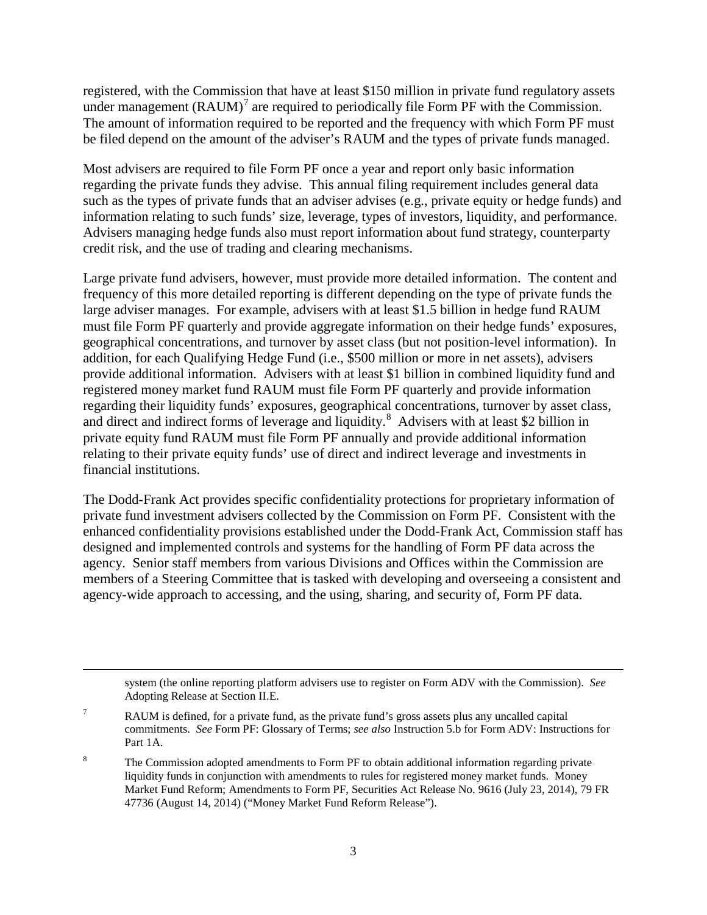registered, with the Commission that have at least \$150 million in private fund regulatory assets under management (RAUM)[7] are required to periodically file Form PF with the Commission. The amount of information required to be reported and the frequency with which Form PF must be filed depend on the amount of the adviser's RAUM and the types of private funds managed.

Most advisers are required to file Form PF once a year and report only basic information regarding the private funds they advise. This annual filing requirement includes general data such as the types of private funds that an adviser advises (e.g., private equity or hedge funds) and information relating to such funds' size, leverage, types of investors, liquidity, and performance. Advisers managing hedge funds also must report information about fund strategy, counterparty credit risk, and the use of trading and clearing mechanisms.

Large private fund advisers, however, must provide more detailed information. The content and frequency of this more detailed reporting is different depending on the type of private funds the large adviser manages. For example, advisers with at least \$1.5 billion in hedge fund RAUM must file Form PF quarterly and provide aggregate information on their hedge funds' exposures, geographical concentrations, and turnover by asset class (but not position-level information). In addition, for each Qualifying Hedge Fund (i.e., \$500 million or more in net assets), advisers provide additional information. Advisers with at least \$1 billion in combined liquidity fund and registered money market fund RAUM must file Form PF quarterly and provide information regarding their liquidity funds' exposures, geographical concentrations, turnover by asset class, and direct and indirect forms of leverage and liquidity.[8] Advisers with at least \$2 billion in private equity fund RAUM must file Form PF annually and provide additional information relating to their private equity funds' use of direct and indirect leverage and investments in financial institutions.

The Dodd-Frank Act provides specific confidentiality protections for proprietary information of private fund investment advisers collected by the Commission on Form PF. Consistent with the enhanced confidentiality provisions established under the Dodd-Frank Act, Commission staff has designed and implemented controls and systems for the handling of Form PF data across the agency. Senior staff members from various Divisions and Offices within the Commission are members of a Steering Committee that is tasked with developing and overseeing a consistent and agency-wide approach to accessing, and the using, sharing, and security of, Form PF data.

---

system (the online reporting platform advisers use to register on Form ADV with the Commission). *See* Adopting Release at Section II.E.

[7] RAUM is defined, for a private fund, as the private fund's gross assets plus any uncalled capital commitments. *See* Form PF: Glossary of Terms; *see also* Instruction 5.b for Form ADV: Instructions for Part 1A.

[8] The Commission adopted amendments to Form PF to obtain additional information regarding private liquidity funds in conjunction with amendments to rules for registered money market funds. Money Market Fund Reform; Amendments to Form PF, Securities Act Release No. 9616 (July 23, 2014), 79 FR 47736 (August 14, 2014) ("Money Market Fund Reform Release").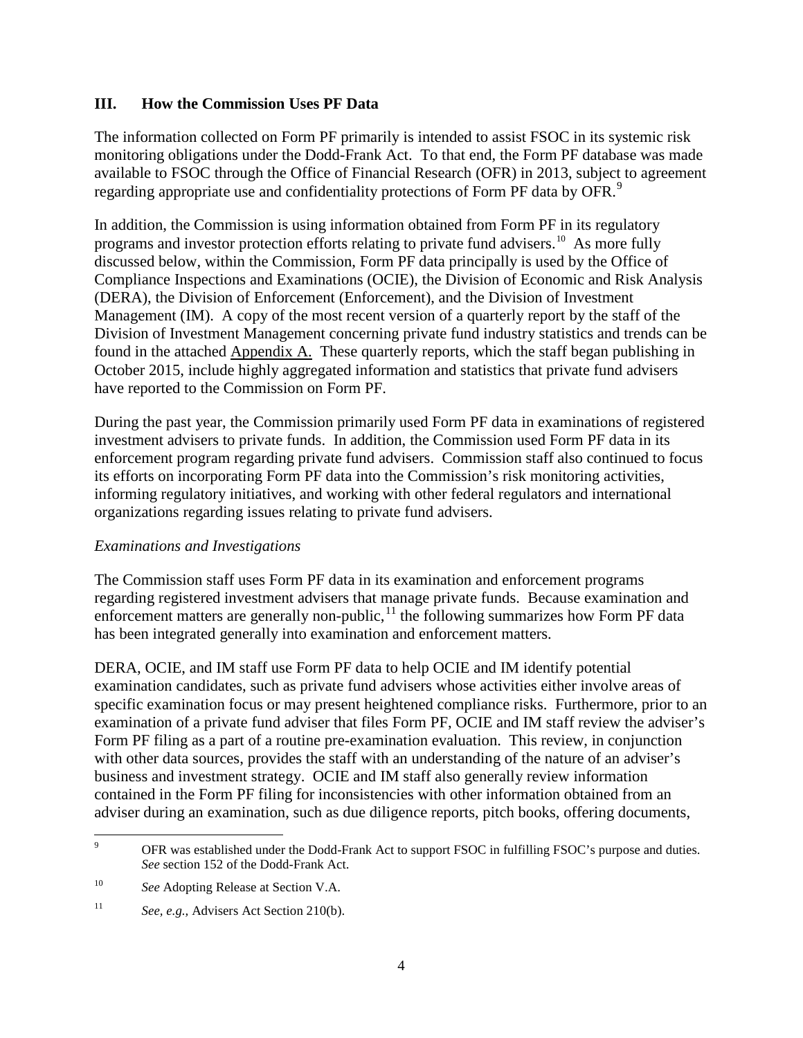## III. How the Commission Uses PF Data

The information collected on Form PF primarily is intended to assist FSOC in its systemic risk monitoring obligations under the Dodd-Frank Act. To that end, the Form PF database was made available to FSOC through the Office of Financial Research (OFR) in 2013, subject to agreement regarding appropriate use and confidentiality protections of Form PF data by OFR.[9]

In addition, the Commission is using information obtained from Form PF in its regulatory programs and investor protection efforts relating to private fund advisers.[10] As more fully discussed below, within the Commission, Form PF data principally is used by the Office of Compliance Inspections and Examinations (OCIE), the Division of Economic and Risk Analysis (DERA), the Division of Enforcement (Enforcement), and the Division of Investment Management (IM). A copy of the most recent version of a quarterly report by the staff of the Division of Investment Management concerning private fund industry statistics and trends can be found in the attached Appendix A. These quarterly reports, which the staff began publishing in October 2015, include highly aggregated information and statistics that private fund advisers have reported to the Commission on Form PF.

During the past year, the Commission primarily used Form PF data in examinations of registered investment advisers to private funds. In addition, the Commission used Form PF data in its enforcement program regarding private fund advisers. Commission staff also continued to focus its efforts on incorporating Form PF data into the Commission's risk monitoring activities, informing regulatory initiatives, and working with other federal regulators and international organizations regarding issues relating to private fund advisers.

*Examinations and Investigations*

The Commission staff uses Form PF data in its examination and enforcement programs regarding registered investment advisers that manage private funds. Because examination and enforcement matters are generally non-public,[11] the following summarizes how Form PF data has been integrated generally into examination and enforcement matters.

DERA, OCIE, and IM staff use Form PF data to help OCIE and IM identify potential examination candidates, such as private fund advisers whose activities either involve areas of specific examination focus or may present heightened compliance risks. Furthermore, prior to an examination of a private fund adviser that files Form PF, OCIE and IM staff review the adviser's Form PF filing as a part of a routine pre-examination evaluation. This review, in conjunction with other data sources, provides the staff with an understanding of the nature of an adviser's business and investment strategy. OCIE and IM staff also generally review information contained in the Form PF filing for inconsistencies with other information obtained from an adviser during an examination, such as due diligence reports, pitch books, offering documents,

---

[9] OFR was established under the Dodd-Frank Act to support FSOC in fulfilling FSOC's purpose and duties. *See* section 152 of the Dodd-Frank Act.

[10] *See* Adopting Release at Section V.A.

[11] *See, e.g.,* Advisers Act Section 210(b).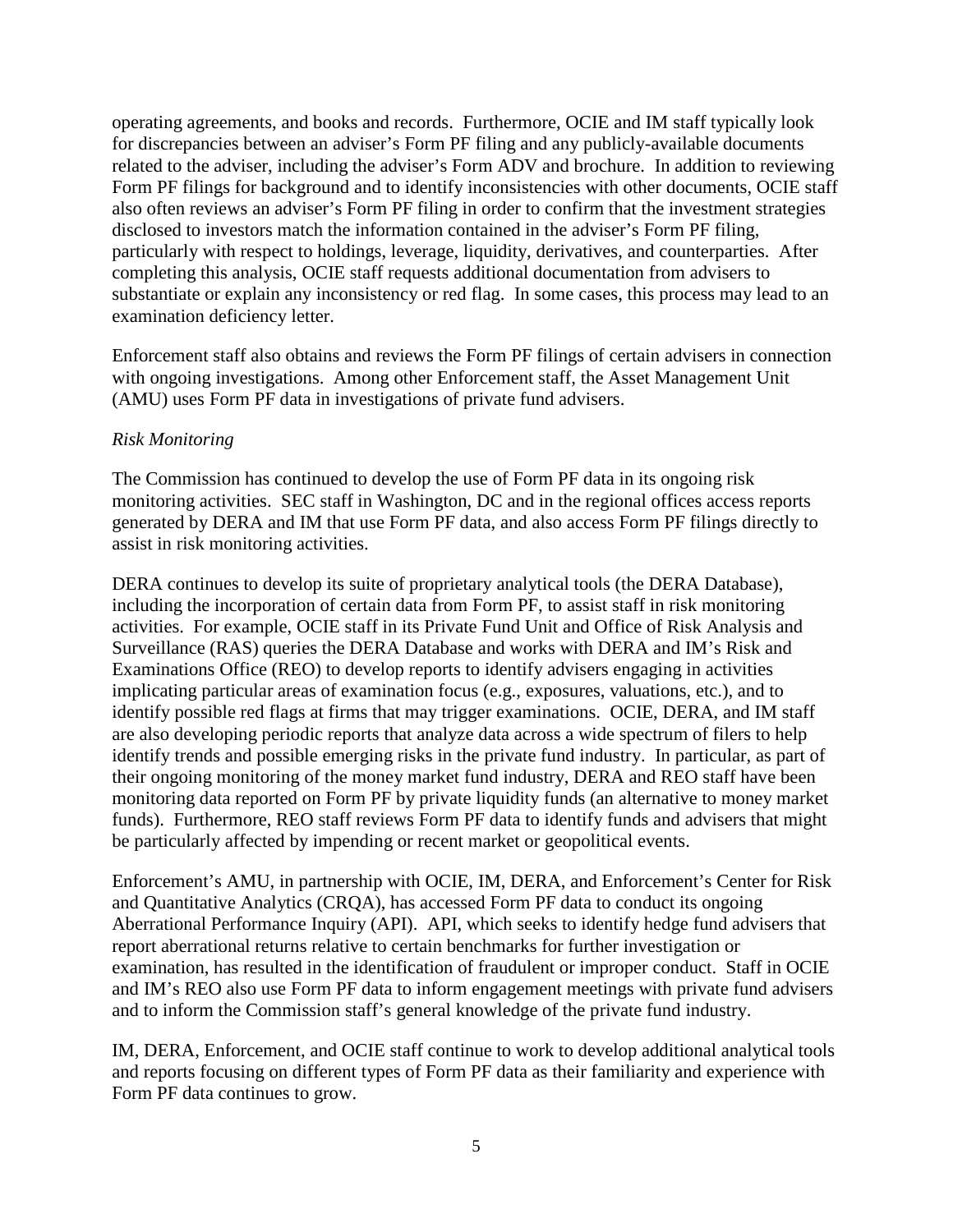operating agreements, and books and records. Furthermore, OCIE and IM staff typically look for discrepancies between an adviser's Form PF filing and any publicly-available documents related to the adviser, including the adviser's Form ADV and brochure. In addition to reviewing Form PF filings for background and to identify inconsistencies with other documents, OCIE staff also often reviews an adviser's Form PF filing in order to confirm that the investment strategies disclosed to investors match the information contained in the adviser's Form PF filing, particularly with respect to holdings, leverage, liquidity, derivatives, and counterparties. After completing this analysis, OCIE staff requests additional documentation from advisers to substantiate or explain any inconsistency or red flag. In some cases, this process may lead to an examination deficiency letter.

Enforcement staff also obtains and reviews the Form PF filings of certain advisers in connection with ongoing investigations. Among other Enforcement staff, the Asset Management Unit (AMU) uses Form PF data in investigations of private fund advisers.

*Risk Monitoring*

The Commission has continued to develop the use of Form PF data in its ongoing risk monitoring activities. SEC staff in Washington, DC and in the regional offices access reports generated by DERA and IM that use Form PF data, and also access Form PF filings directly to assist in risk monitoring activities.

DERA continues to develop its suite of proprietary analytical tools (the DERA Database), including the incorporation of certain data from Form PF, to assist staff in risk monitoring activities. For example, OCIE staff in its Private Fund Unit and Office of Risk Analysis and Surveillance (RAS) queries the DERA Database and works with DERA and IM's Risk and Examinations Office (REO) to develop reports to identify advisers engaging in activities implicating particular areas of examination focus (e.g., exposures, valuations, etc.), and to identify possible red flags at firms that may trigger examinations. OCIE, DERA, and IM staff are also developing periodic reports that analyze data across a wide spectrum of filers to help identify trends and possible emerging risks in the private fund industry. In particular, as part of their ongoing monitoring of the money market fund industry, DERA and REO staff have been monitoring data reported on Form PF by private liquidity funds (an alternative to money market funds). Furthermore, REO staff reviews Form PF data to identify funds and advisers that might be particularly affected by impending or recent market or geopolitical events.

Enforcement's AMU, in partnership with OCIE, IM, DERA, and Enforcement's Center for Risk and Quantitative Analytics (CRQA), has accessed Form PF data to conduct its ongoing Aberrational Performance Inquiry (API). API, which seeks to identify hedge fund advisers that report aberrational returns relative to certain benchmarks for further investigation or examination, has resulted in the identification of fraudulent or improper conduct. Staff in OCIE and IM's REO also use Form PF data to inform engagement meetings with private fund advisers and to inform the Commission staff's general knowledge of the private fund industry.

IM, DERA, Enforcement, and OCIE staff continue to work to develop additional analytical tools and reports focusing on different types of Form PF data as their familiarity and experience with Form PF data continues to grow.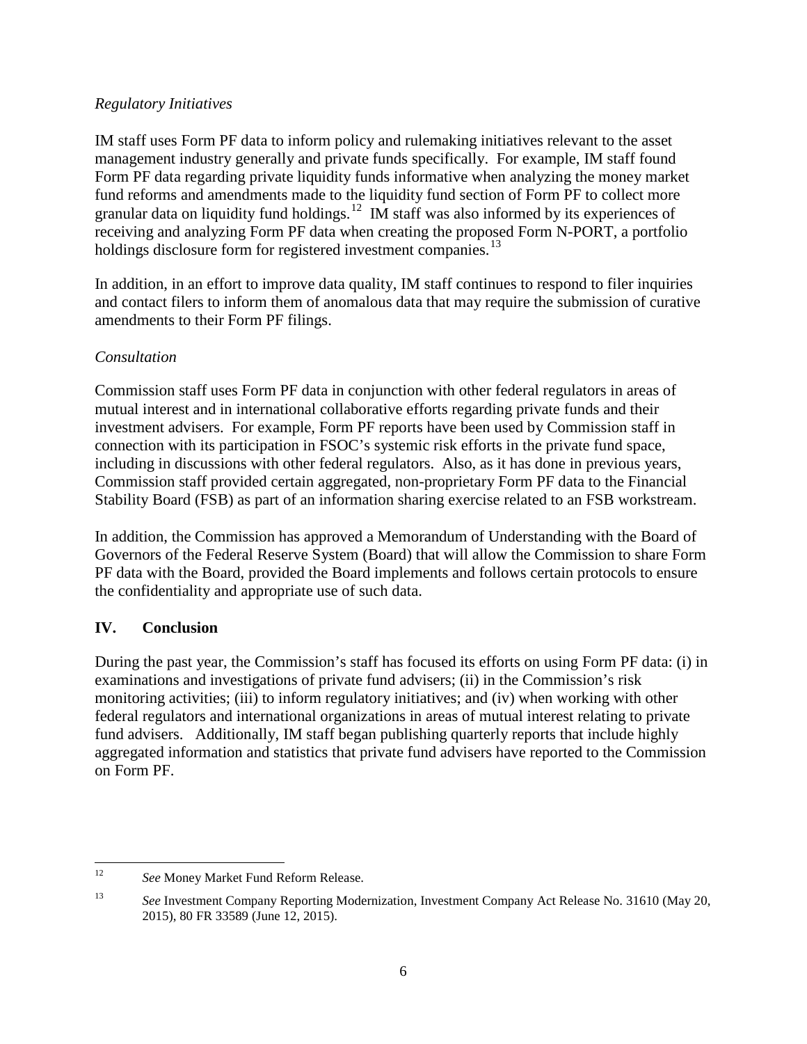*Regulatory Initiatives*

IM staff uses Form PF data to inform policy and rulemaking initiatives relevant to the asset management industry generally and private funds specifically. For example, IM staff found Form PF data regarding private liquidity funds informative when analyzing the money market fund reforms and amendments made to the liquidity fund section of Form PF to collect more granular data on liquidity fund holdings.[12] IM staff was also informed by its experiences of receiving and analyzing Form PF data when creating the proposed Form N-PORT, a portfolio holdings disclosure form for registered investment companies.[13]

In addition, in an effort to improve data quality, IM staff continues to respond to filer inquiries and contact filers to inform them of anomalous data that may require the submission of curative amendments to their Form PF filings.

*Consultation*

Commission staff uses Form PF data in conjunction with other federal regulators in areas of mutual interest and in international collaborative efforts regarding private funds and their investment advisers. For example, Form PF reports have been used by Commission staff in connection with its participation in FSOC's systemic risk efforts in the private fund space, including in discussions with other federal regulators. Also, as it has done in previous years, Commission staff provided certain aggregated, non-proprietary Form PF data to the Financial Stability Board (FSB) as part of an information sharing exercise related to an FSB workstream.

In addition, the Commission has approved a Memorandum of Understanding with the Board of Governors of the Federal Reserve System (Board) that will allow the Commission to share Form PF data with the Board, provided the Board implements and follows certain protocols to ensure the confidentiality and appropriate use of such data.

## IV. Conclusion

During the past year, the Commission's staff has focused its efforts on using Form PF data: (i) in examinations and investigations of private fund advisers; (ii) in the Commission's risk monitoring activities; (iii) to inform regulatory initiatives; and (iv) when working with other federal regulators and international organizations in areas of mutual interest relating to private fund advisers. Additionally, IM staff began publishing quarterly reports that include highly aggregated information and statistics that private fund advisers have reported to the Commission on Form PF.

---

[12] *See* Money Market Fund Reform Release.

[13] *See* Investment Company Reporting Modernization, Investment Company Act Release No. 31610 (May 20, 2015), 80 FR 33589 (June 12, 2015).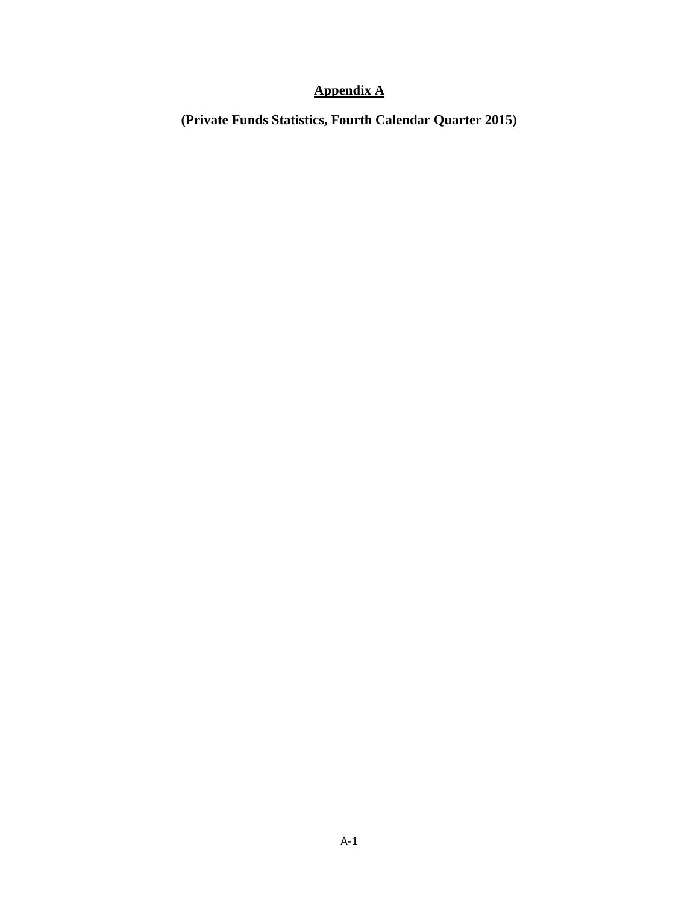## Appendix A

**(Private Funds Statistics, Fourth Calendar Quarter 2015)**